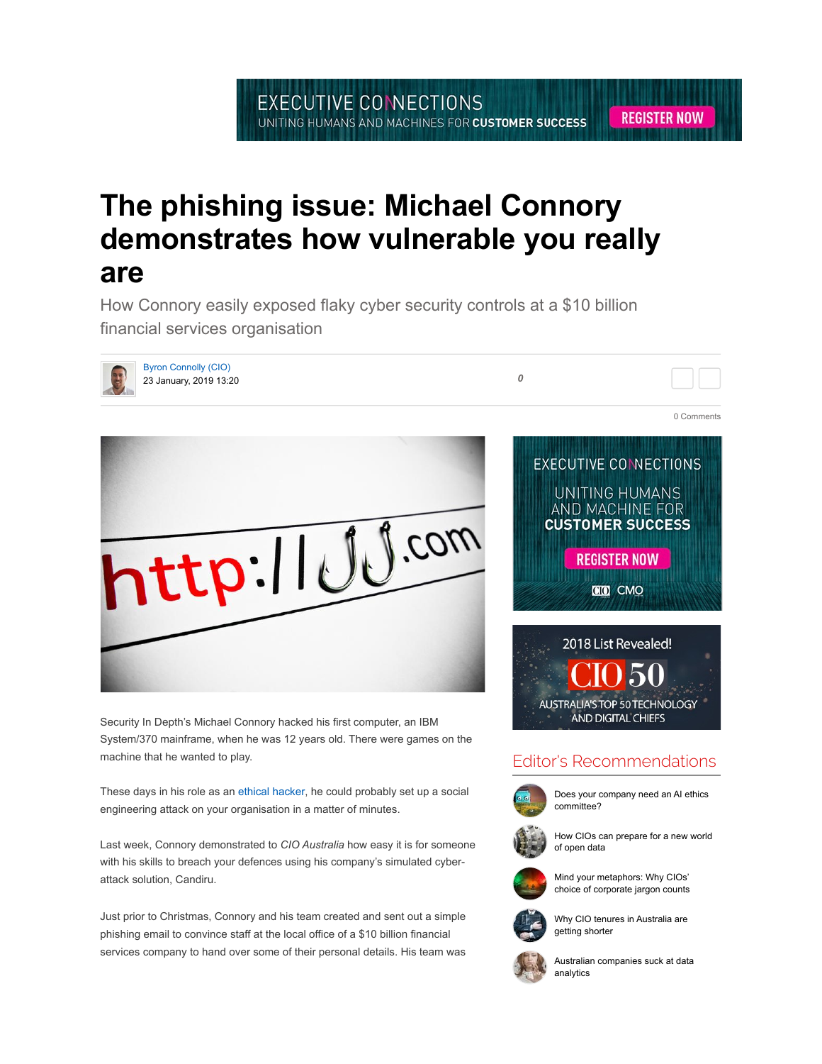# The phishing issue: Michael Connory demonstrates how vulnerable you really are

How Connory easily exposed flaky cyber security controls at a $10 billion financial services organisation

Byron Connolly (CIO)
23 January, 2019 13:20

0 Comments

Security In Depth's Michael Connory hacked his first computer, an IBM System/370 mainframe, when he was 12 years old. There were games on the machine that he wanted to play.

These days in his role as an ethical hacker, he could probably set up a social engineering attack on your organisation in a matter of minutes.

Last week, Connory demonstrated to *CIO Australia* how easy it is for someone with his skills to breach your defences using his company's simulated cyber-attack solution, Candiru.

Just prior to Christmas, Connory and his team created and sent out a simple phishing email to convince staff at the local office of a $10 billion financial services company to hand over some of their personal details. His team was

## Editor's Recommendations

- Does your company need an AI ethics committee?
- How CIOs can prepare for a new world of open data
- Mind your metaphors: Why CIOs' choice of corporate jargon counts
- Why CIO tenures in Australia are getting shorter
- Australian companies suck at data analytics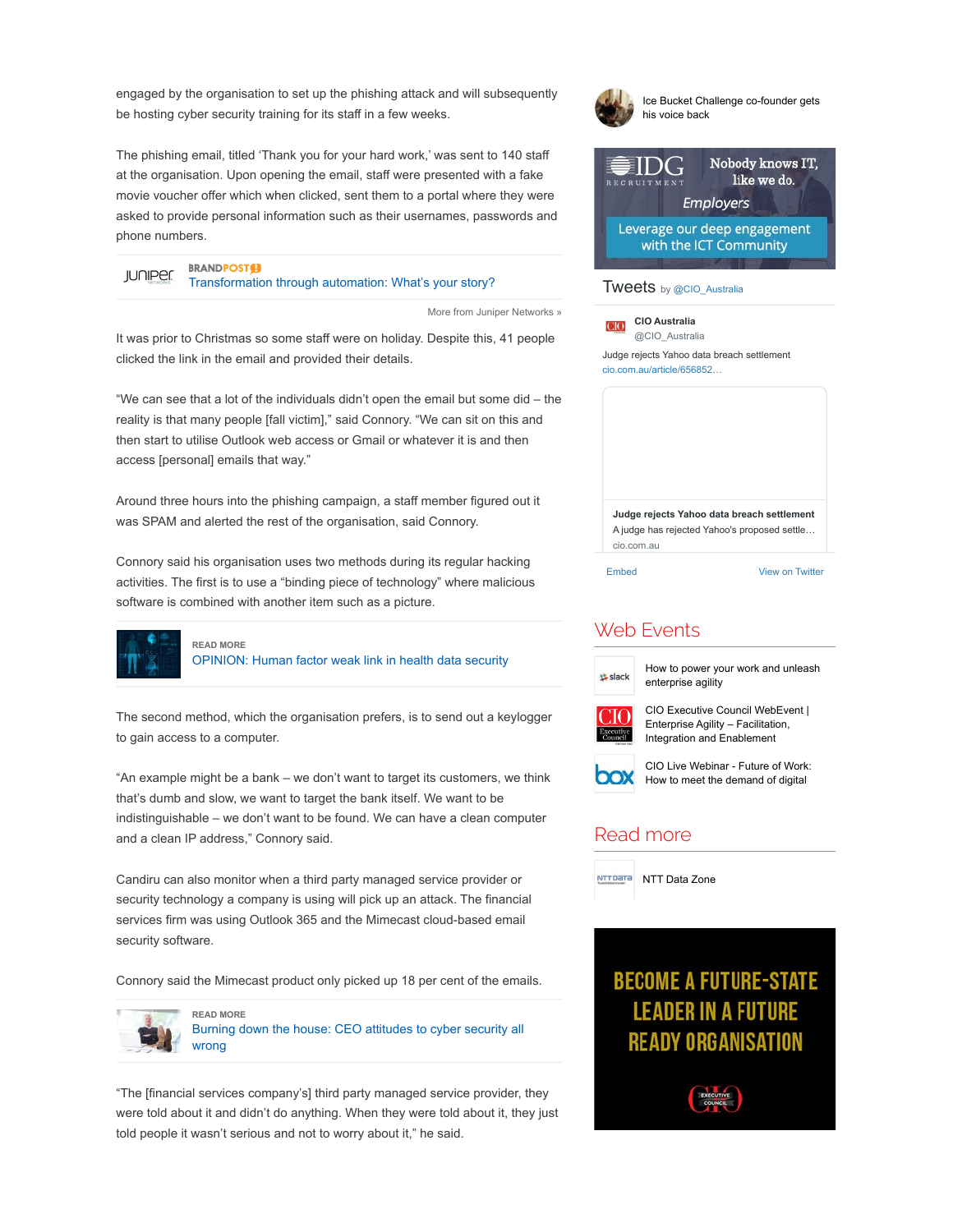engaged by the organisation to set up the phishing attack and will subsequently be hosting cyber security training for its staff in a few weeks.

The phishing email, titled 'Thank you for your hard work,' was sent to 140 staff at the organisation. Upon opening the email, staff were presented with a fake movie voucher offer which when clicked, sent them to a portal where they were asked to provide personal information such as their usernames, passwords and phone numbers.

It was prior to Christmas so some staff were on holiday. Despite this, 41 people clicked the link in the email and provided their details.

"We can see that a lot of the individuals didn't open the email but some did – the reality is that many people [fall victim]," said Connory. "We can sit on this and then start to utilise Outlook web access or Gmail or whatever it is and then access [personal] emails that way."

Around three hours into the phishing campaign, a staff member figured out it was SPAM and alerted the rest of the organisation, said Connory.

Connory said his organisation uses two methods during its regular hacking activities. The first is to use a "binding piece of technology" where malicious software is combined with another item such as a picture.

The second method, which the organisation prefers, is to send out a keylogger to gain access to a computer.

"An example might be a bank – we don't want to target its customers, we think that's dumb and slow, we want to target the bank itself. We want to be indistinguishable – we don't want to be found. We can have a clean computer and a clean IP address," Connory said.

Candiru can also monitor when a third party managed service provider or security technology a company is using will pick up an attack. The financial services firm was using Outlook 365 and the Mimecast cloud-based email security software.

Connory said the Mimecast product only picked up 18 per cent of the emails.

"The [financial services company's] third party managed service provider, they were told about it and didn't do anything. When they were told about it, they just told people it wasn't serious and not to worry about it," he said.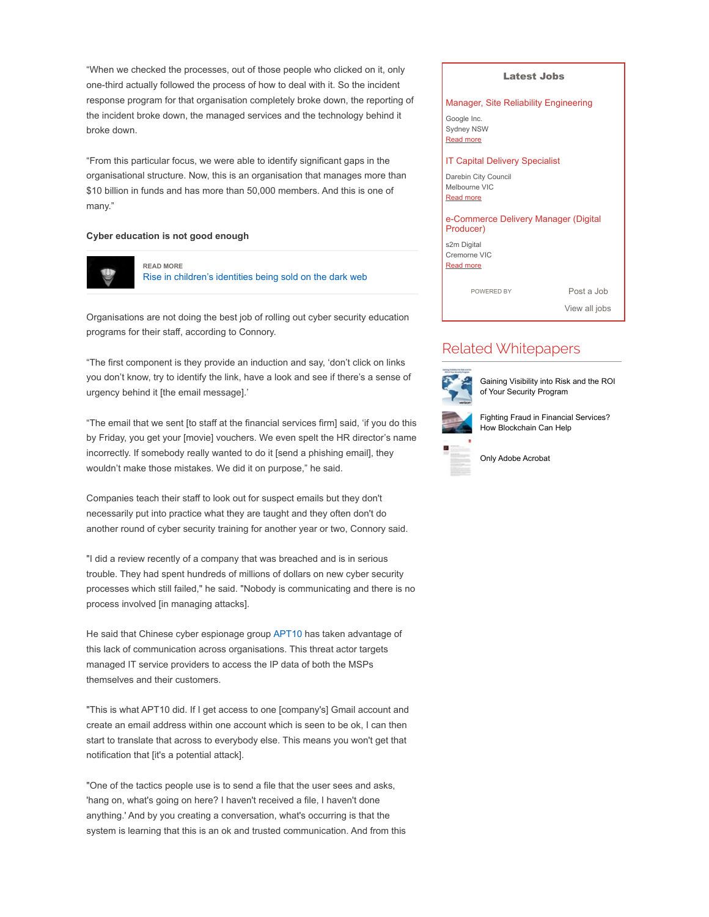"When we checked the processes, out of those people who clicked on it, only one-third actually followed the process of how to deal with it. So the incident response program for that organisation completely broke down, the reporting of the incident broke down, the managed services and the technology behind it broke down.

"From this particular focus, we were able to identify significant gaps in the organisational structure. Now, this is an organisation that manages more than $10 billion in funds and has more than 50,000 members. And this is one of many."

**Cyber education is not good enough**

READ MORE
Rise in children's identities being sold on the dark web

Organisations are not doing the best job of rolling out cyber security education programs for their staff, according to Connory.

"The first component is they provide an induction and say, 'don't click on links you don't know, try to identify the link, have a look and see if there's a sense of urgency behind it [the email message].'

"The email that we sent [to staff at the financial services firm] said, 'if you do this by Friday, you get your [movie] vouchers. We even spelt the HR director's name incorrectly. If somebody really wanted to do it [send a phishing email], they wouldn't make those mistakes. We did it on purpose," he said.

Companies teach their staff to look out for suspect emails but they don't necessarily put into practice what they are taught and they often don't do another round of cyber security training for another year or two, Connory said.

"I did a review recently of a company that was breached and is in serious trouble. They had spent hundreds of millions of dollars on new cyber security processes which still failed," he said. "Nobody is communicating and there is no process involved [in managing attacks].

He said that Chinese cyber espionage group APT10 has taken advantage of this lack of communication across organisations. This threat actor targets managed IT service providers to access the IP data of both the MSPs themselves and their customers.

"This is what APT10 did. If I get access to one [company's] Gmail account and create an email address within one account which is seen to be ok, I can then start to translate that across to everybody else. This means you won't get that notification that [it's a potential attack].

"One of the tactics people use is to send a file that the user sees and asks, 'hang on, what's going on here? I haven't received a file, I haven't done anything.' And by you creating a conversation, what's occurring is that the system is learning that this is an ok and trusted communication. And from this

**Latest Jobs**

Manager, Site Reliability Engineering
Google Inc.
Sydney NSW
Read more

IT Capital Delivery Specialist
Darebin City Council
Melbourne VIC
Read more

e-Commerce Delivery Manager (Digital Producer)
s2m Digital
Cremorne VIC
Read more

POWERED BY

Post a Job

View all jobs

## Related Whitepapers

Gaining Visibility into Risk and the ROI of Your Security Program

Fighting Fraud in Financial Services? How Blockchain Can Help

Only Adobe Acrobat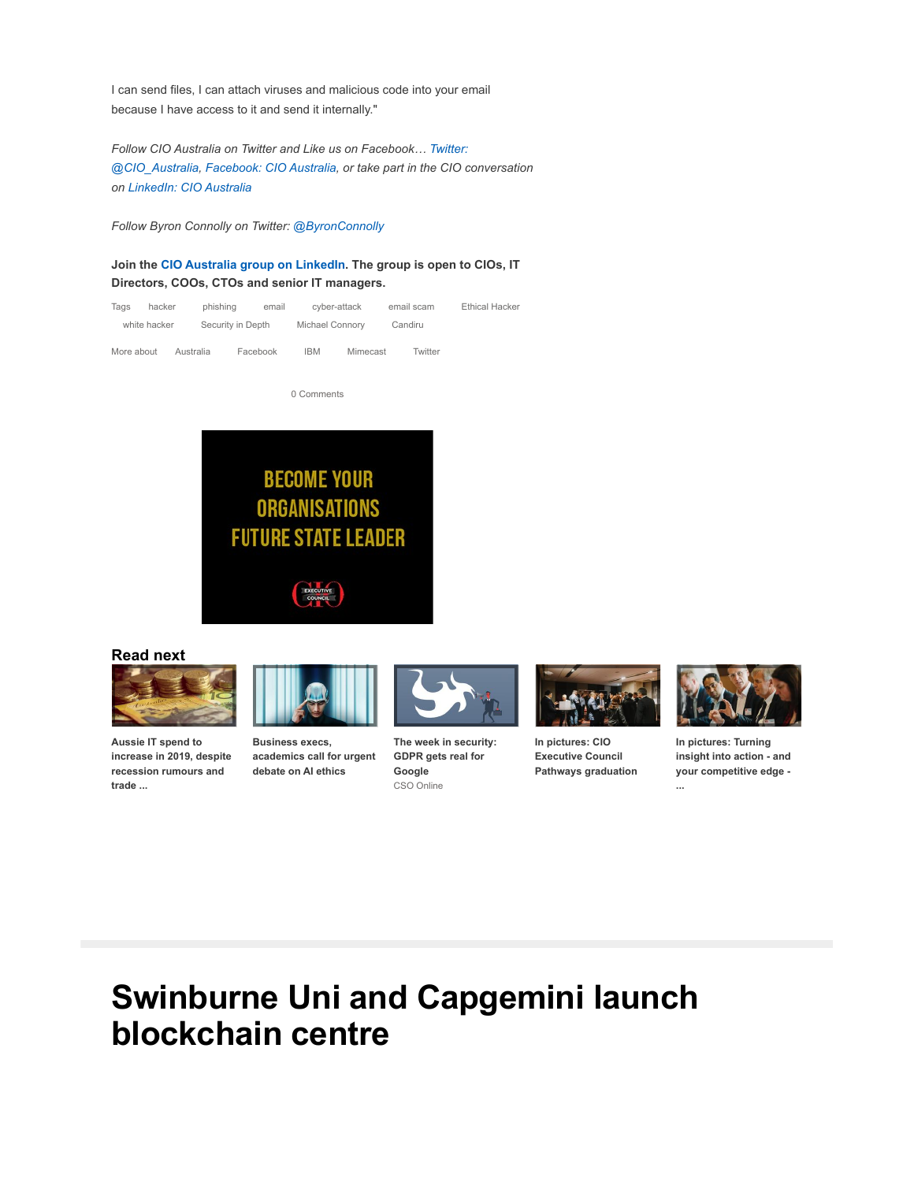I can send files, I can attach viruses and malicious code into your email because I have access to it and send it internally."

*Follow CIO Australia on Twitter and Like us on Facebook… Twitter: @CIO_Australia, Facebook: CIO Australia, or take part in the CIO conversation on LinkedIn: CIO Australia*

*Follow Byron Connolly on Twitter: @ByronConnolly*

**Join the CIO Australia group on LinkedIn. The group is open to CIOs, IT Directors, COOs, CTOs and senior IT managers.**

Tags hacker phishing email cyber-attack email scam Ethical Hacker white hacker Security in Depth Michael Connory Candiru

More about Australia Facebook IBM Mimecast Twitter

0 Comments

BECOME YOUR ORGANISATIONS FUTURE STATE LEADER

EXECUTIVE COUNCIL

## Read next

**Aussie IT spend to increase in 2019, despite recession rumours and trade ...**

**Business execs, academics call for urgent debate on AI ethics**

**The week in security: GDPR gets real for Google**
CSO Online

**In pictures: CIO Executive Council Pathways graduation**

**In pictures: Turning insight into action - and your competitive edge - ...**

# Swinburne Uni and Capgemini launch blockchain centre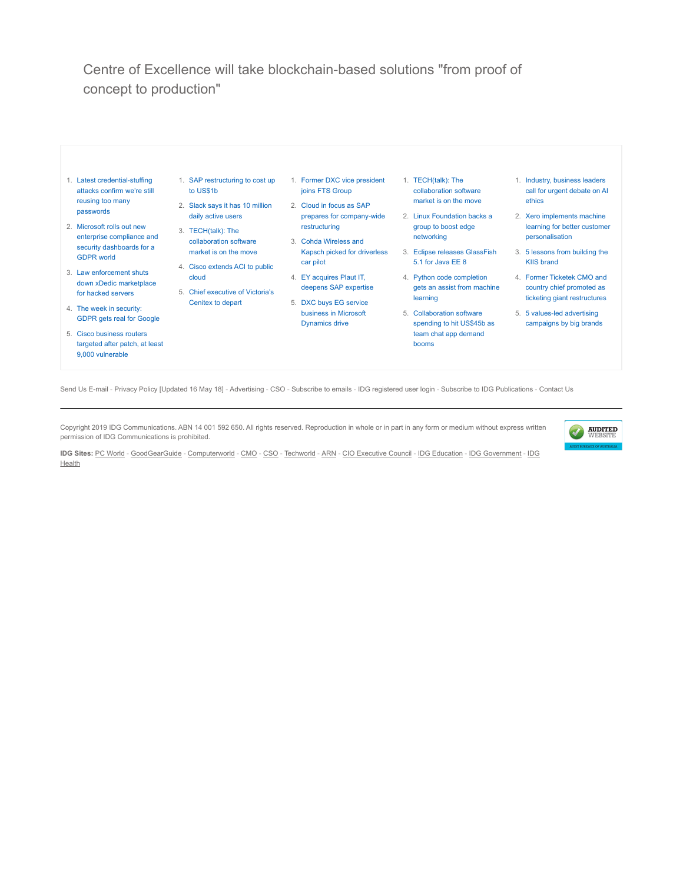Centre of Excellence will take blockchain-based solutions "from proof of concept to production"

1. Latest credential-stuffing attacks confirm we're still reusing too many passwords
2. Microsoft rolls out new enterprise compliance and security dashboards for a GDPR world
3. Law enforcement shuts down xDedic marketplace for hacked servers
4. The week in security: GDPR gets real for Google
5. Cisco business routers targeted after patch, at least 9,000 vulnerable

1. SAP restructuring to cost up to US$1b
2. Slack says it has 10 million daily active users
3. TECH(talk): The collaboration software market is on the move
4. Cisco extends ACI to public cloud
5. Chief executive of Victoria's Cenitex to depart

1. Former DXC vice president joins FTS Group
2. Cloud in focus as SAP prepares for company-wide restructuring
3. Cohda Wireless and Kapsch picked for driverless car pilot
4. EY acquires Plaut IT, deepens SAP expertise
5. DXC buys EG service business in Microsoft Dynamics drive

1. TECH(talk): The collaboration software market is on the move
2. Linux Foundation backs a group to boost edge networking
3. Eclipse releases GlassFish 5.1 for Java EE 8
4. Python code completion gets an assist from machine learning
5. Collaboration software spending to hit US$45b as team chat app demand booms

1. Industry, business leaders call for urgent debate on AI ethics
2. Xero implements machine learning for better customer personalisation
3. 5 lessons from building the KIIS brand
4. Former Ticketek CMO and country chief promoted as ticketing giant restructures
5. 5 values-led advertising campaigns by big brands

Send Us E-mail - Privacy Policy [Updated 16 May 18] - Advertising - CSO - Subscribe to emails - IDG registered user login - Subscribe to IDG Publications - Contact Us

---

Copyright 2019 IDG Communications. ABN 14 001 592 650. All rights reserved. Reproduction in whole or in part in any form or medium without express written permission of IDG Communications is prohibited.

**IDG Sites:** PC World - GoodGearGuide - Computerworld - CMO - CSO - Techworld - ARN - CIO Executive Council - IDG Education - IDG Government - IDG Health

AUDITED WEBSITE
AUDIT BUREAUX OF AUSTRALIA